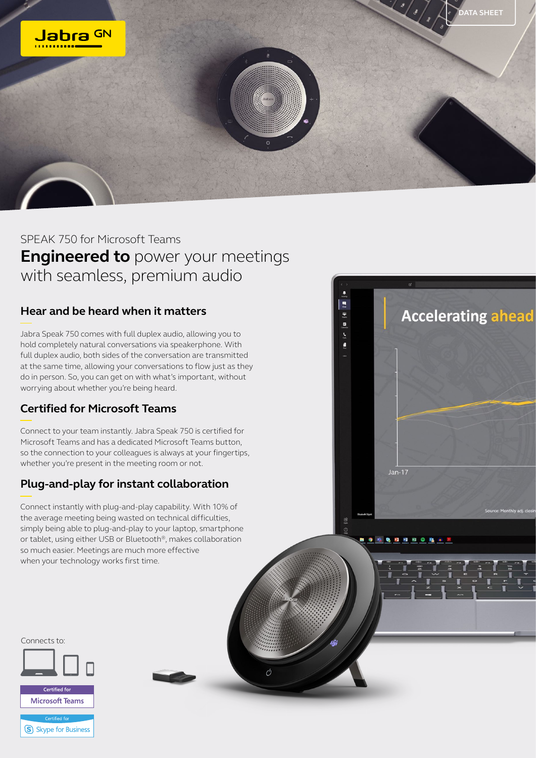DATA SHEET

SPEAK 750 for Microsoft Teams

# **Engineered to** power your meetings with seamless, premium audio

## Hear and be heard when it matters

Jabra Speak 750 comes with full duplex audio, allowing you to hold completely natural conversations via speakerphone. With full duplex audio, both sides of the conversation are transmitted at the same time, allowing your conversations to flow just as they do in person. So, you can get on with what's important, without worrying about whether you're being heard.

## Certified for Microsoft Teams

Connect to your team instantly. Jabra Speak 750 is certified for Microsoft Teams and has a dedicated Microsoft Teams button, so the connection to your colleagues is always at your fingertips, whether you're present in the meeting room or not.

## Plug-and-play for instant collaboration

Connect instantly with plug-and-play capability. With 10% of the average meeting being wasted on technical difficulties, simply being able to plug-and-play to your laptop, smartphone or tablet, using either USB or Bluetooth®, makes collaboration so much easier. Meetings are much more effective when your technology works first time.

Connects to:

Certified for Microsoft Teams

Certified for Skype for Business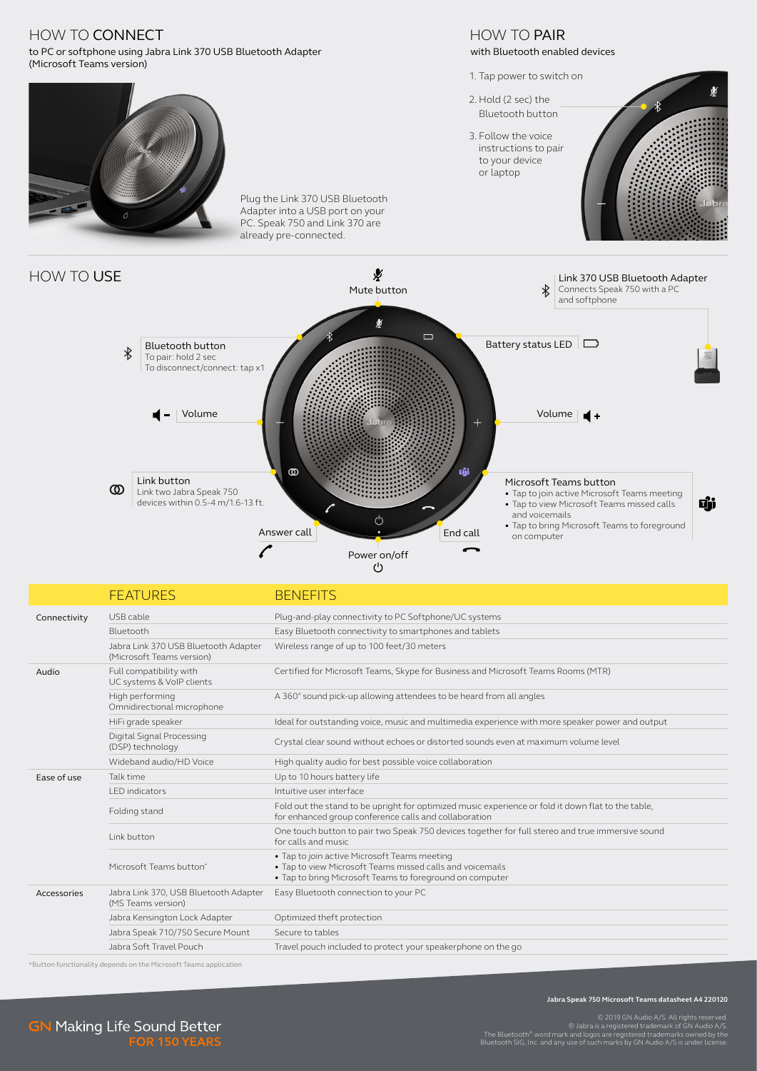## HOW TO CONNECT

to PC or softphone using Jabra Link 370 USB Bluetooth Adapter (Microsoft Teams version)

Plug the Link 370 USB Bluetooth Adapter into a USB port on your PC. Speak 750 and Link 370 are already pre-connected.

## HOW TO PAIR

with Bluetooth enabled devices

1. Tap power to switch on
2. Hold (2 sec) the Bluetooth button
3. Follow the voice instructions to pair to your device or laptop

## HOW TO USE

Mute button

Link 370 USB Bluetooth Adapter
Connects Speak 750 with a PC and softphone

Bluetooth button
To pair: hold 2 sec
To disconnect/connect: tap x1

Battery status LED

Volume

Volume

Link button
Link two Jabra Speak 750 devices within 0.5-4 m/1.6-13 ft.

Microsoft Teams button
- Tap to join active Microsoft Teams meeting
- Tap to view Microsoft Teams missed calls and voicemails
- Tap to bring Microsoft Teams to foreground on computer

Answer call

End call

Power on/off

| | FEATURES | BENEFITS |
|---|---|---|
| Connectivity | USB cable | Plug-and-play connectivity to PC Softphone/UC systems |
| | Bluetooth | Easy Bluetooth connectivity to smartphones and tablets |
| | Jabra Link 370 USB Bluetooth Adapter (Microsoft Teams version) | Wireless range of up to 100 feet/30 meters |
| Audio | Full compatibility with UC systems & VoIP clients | Certified for Microsoft Teams, Skype for Business and Microsoft Teams Rooms (MTR) |
| | High performing Omnidirectional microphone | A 360° sound pick-up allowing attendees to be heard from all angles |
| | HiFi grade speaker | Ideal for outstanding voice, music and multimedia experience with more speaker power and output |
| | Digital Signal Processing (DSP) technology | Crystal clear sound without echoes or distorted sounds even at maximum volume level |
| | Wideband audio/HD Voice | High quality audio for best possible voice collaboration |
| Ease of use | Talk time | Up to 10 hours battery life |
| | LED indicators | Intuitive user interface |
| | Folding stand | Fold out the stand to be upright for optimized music experience or fold it down flat to the table, for enhanced group conference calls and collaboration |
| | Link button | One touch button to pair two Speak 750 devices together for full stereo and true immersive sound for calls and music |
| | Microsoft Teams button* | • Tap to join active Microsoft Teams meeting<br>• Tap to view Microsoft Teams missed calls and voicemails<br>• Tap to bring Microsoft Teams to foreground on computer |
| Accessories | Jabra Link 370, USB Bluetooth Adapter (MS Teams version) | Easy Bluetooth connection to your PC |
| | Jabra Kensington Lock Adapter | Optimized theft protection |
| | Jabra Speak 710/750 Secure Mount | Secure to tables |
| | Jabra Soft Travel Pouch | Travel pouch included to protect your speakerphone on the go |

*Button functionality depends on the Microsoft Teams application

**Jabra Speak 750 Microsoft Teams datasheet A4 220120**

© 2019 GN Audio A/S. All rights reserved.
® Jabra is a registered trademark of GN Audio A/S.
The Bluetooth® word mark and logos are registered trademarks owned by the Bluetooth SIG, Inc. and any use of such marks by GN Audio A/S is under license.

GN Making Life Sound Better
FOR 150 YEARS